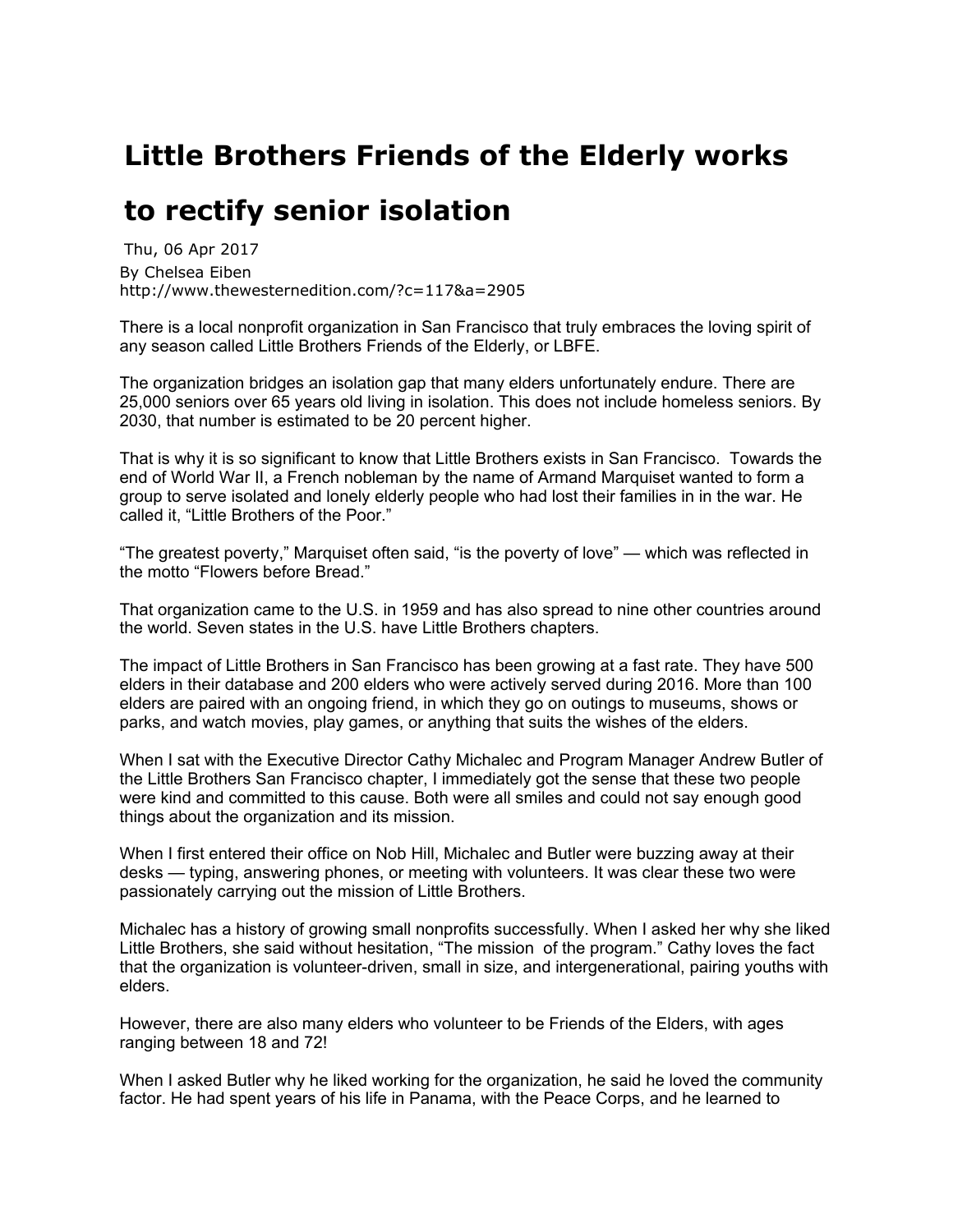# Little Brothers Friends of the Elderly works to rectify senior isolation

Thu, 06 Apr 2017
By Chelsea Eiben
http://www.thewesternedition.com/?c=117&a=2905

There is a local nonprofit organization in San Francisco that truly embraces the loving spirit of any season called Little Brothers Friends of the Elderly, or LBFE.

The organization bridges an isolation gap that many elders unfortunately endure. There are 25,000 seniors over 65 years old living in isolation. This does not include homeless seniors. By 2030, that number is estimated to be 20 percent higher.

That is why it is so significant to know that Little Brothers exists in San Francisco. Towards the end of World War II, a French nobleman by the name of Armand Marquiset wanted to form a group to serve isolated and lonely elderly people who had lost their families in in the war. He called it, "Little Brothers of the Poor."

"The greatest poverty," Marquiset often said, "is the poverty of love" — which was reflected in the motto "Flowers before Bread."

That organization came to the U.S. in 1959 and has also spread to nine other countries around the world. Seven states in the U.S. have Little Brothers chapters.

The impact of Little Brothers in San Francisco has been growing at a fast rate. They have 500 elders in their database and 200 elders who were actively served during 2016. More than 100 elders are paired with an ongoing friend, in which they go on outings to museums, shows or parks, and watch movies, play games, or anything that suits the wishes of the elders.

When I sat with the Executive Director Cathy Michalec and Program Manager Andrew Butler of the Little Brothers San Francisco chapter, I immediately got the sense that these two people were kind and committed to this cause. Both were all smiles and could not say enough good things about the organization and its mission.

When I first entered their office on Nob Hill, Michalec and Butler were buzzing away at their desks — typing, answering phones, or meeting with volunteers. It was clear these two were passionately carrying out the mission of Little Brothers.

Michalec has a history of growing small nonprofits successfully. When I asked her why she liked Little Brothers, she said without hesitation, "The mission of the program." Cathy loves the fact that the organization is volunteer-driven, small in size, and intergenerational, pairing youths with elders.

However, there are also many elders who volunteer to be Friends of the Elders, with ages ranging between 18 and 72!

When I asked Butler why he liked working for the organization, he said he loved the community factor. He had spent years of his life in Panama, with the Peace Corps, and he learned to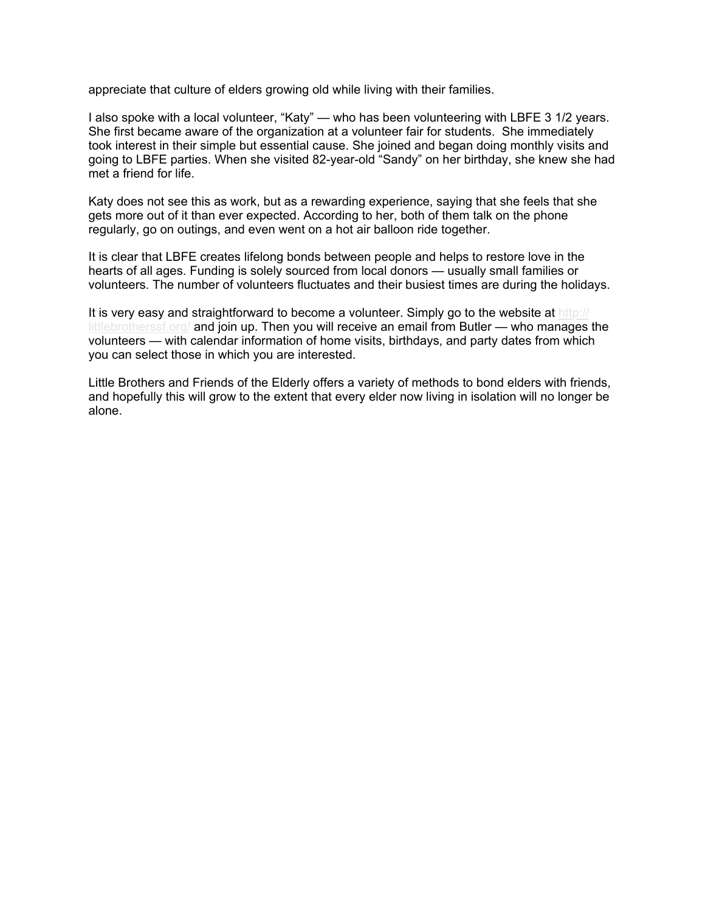appreciate that culture of elders growing old while living with their families.

I also spoke with a local volunteer, “Katy” — who has been volunteering with LBFE 3 1/2 years. She first became aware of the organization at a volunteer fair for students. She immediately took interest in their simple but essential cause. She joined and began doing monthly visits and going to LBFE parties. When she visited 82-year-old “Sandy” on her birthday, she knew she had met a friend for life.

Katy does not see this as work, but as a rewarding experience, saying that she feels that she gets more out of it than ever expected. According to her, both of them talk on the phone regularly, go on outings, and even went on a hot air balloon ride together.

It is clear that LBFE creates lifelong bonds between people and helps to restore love in the hearts of all ages. Funding is solely sourced from local donors — usually small families or volunteers. The number of volunteers fluctuates and their busiest times are during the holidays.

It is very easy and straightforward to become a volunteer. Simply go to the website at http://littlebrotherssf.org/ and join up. Then you will receive an email from Butler — who manages the volunteers — with calendar information of home visits, birthdays, and party dates from which you can select those in which you are interested.

Little Brothers and Friends of the Elderly offers a variety of methods to bond elders with friends, and hopefully this will grow to the extent that every elder now living in isolation will no longer be alone.